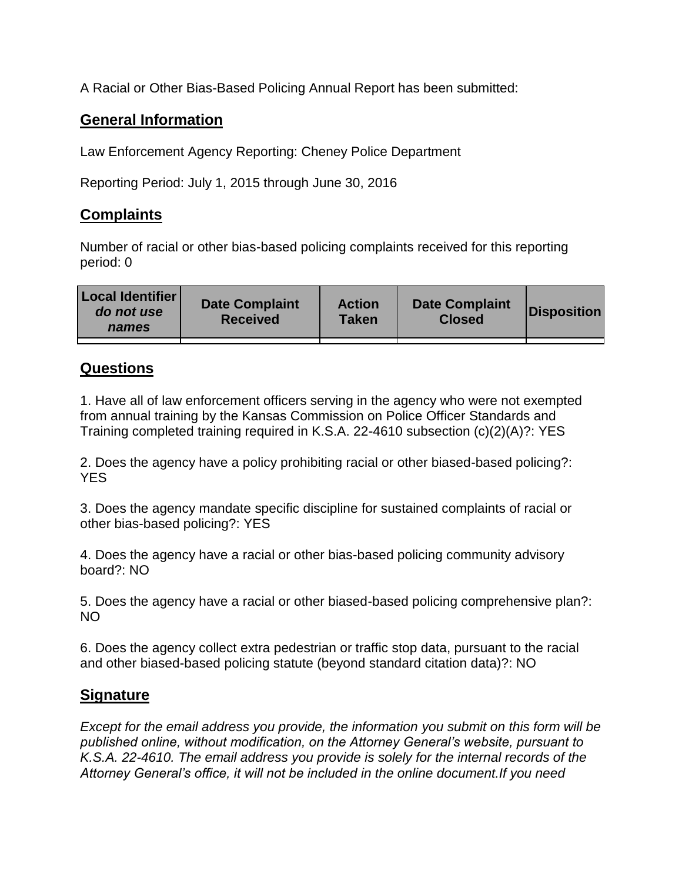A Racial or Other Bias-Based Policing Annual Report has been submitted:

## General Information

Law Enforcement Agency Reporting: Cheney Police Department

Reporting Period: July 1, 2015 through June 30, 2016

## Complaints

Number of racial or other bias-based policing complaints received for this reporting period: 0

| Local Identifier *do not use names* | Date Complaint Received | Action Taken | Date Complaint Closed | Disposition |
|---|---|---|---|---|
| | | | | |

## Questions

1. Have all of law enforcement officers serving in the agency who were not exempted from annual training by the Kansas Commission on Police Officer Standards and Training completed training required in K.S.A. 22-4610 subsection (c)(2)(A)?: YES

2. Does the agency have a policy prohibiting racial or other biased-based policing?: YES

3. Does the agency mandate specific discipline for sustained complaints of racial or other bias-based policing?: YES

4. Does the agency have a racial or other bias-based policing community advisory board?: NO

5. Does the agency have a racial or other biased-based policing comprehensive plan?: NO

6. Does the agency collect extra pedestrian or traffic stop data, pursuant to the racial and other biased-based policing statute (beyond standard citation data)?: NO

## Signature

*Except for the email address you provide, the information you submit on this form will be published online, without modification, on the Attorney General's website, pursuant to K.S.A. 22-4610. The email address you provide is solely for the internal records of the Attorney General's office, it will not be included in the online document.If you need*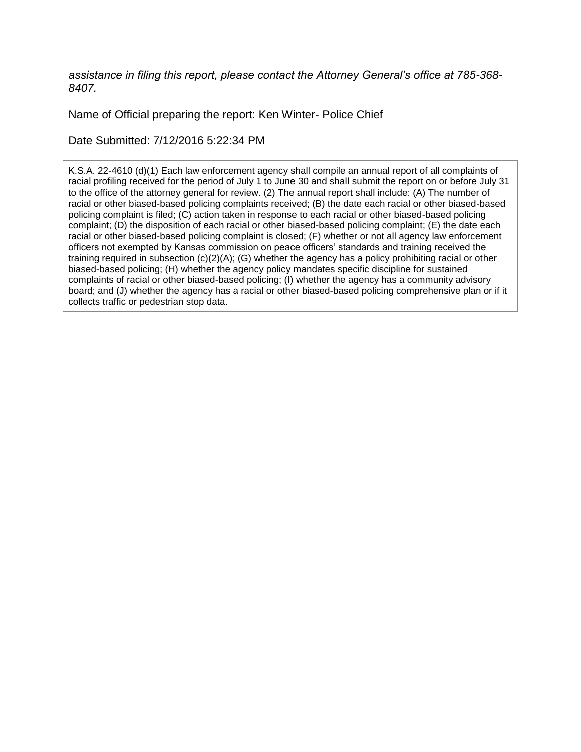*assistance in filing this report, please contact the Attorney General's office at 785-368-8407.*

Name of Official preparing the report: Ken Winter- Police Chief

Date Submitted: 7/12/2016 5:22:34 PM

K.S.A. 22-4610 (d)(1) Each law enforcement agency shall compile an annual report of all complaints of racial profiling received for the period of July 1 to June 30 and shall submit the report on or before July 31 to the office of the attorney general for review. (2) The annual report shall include: (A) The number of racial or other biased-based policing complaints received; (B) the date each racial or other biased-based policing complaint is filed; (C) action taken in response to each racial or other biased-based policing complaint; (D) the disposition of each racial or other biased-based policing complaint; (E) the date each racial or other biased-based policing complaint is closed; (F) whether or not all agency law enforcement officers not exempted by Kansas commission on peace officers' standards and training received the training required in subsection (c)(2)(A); (G) whether the agency has a policy prohibiting racial or other biased-based policing; (H) whether the agency policy mandates specific discipline for sustained complaints of racial or other biased-based policing; (I) whether the agency has a community advisory board; and (J) whether the agency has a racial or other biased-based policing comprehensive plan or if it collects traffic or pedestrian stop data.